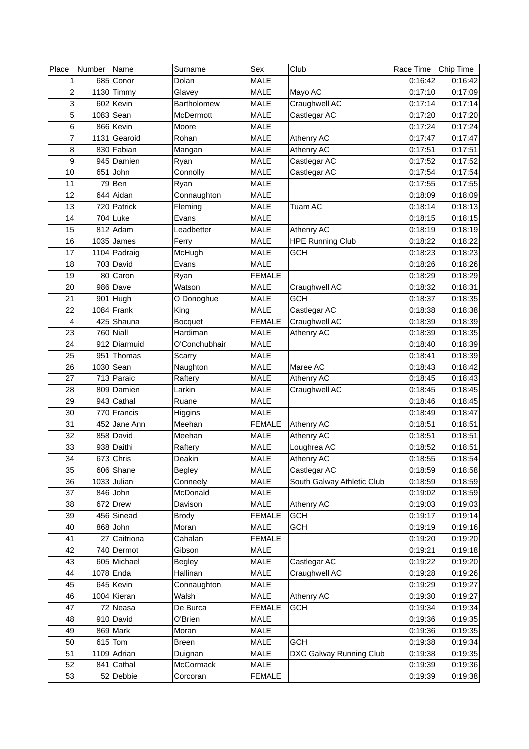| Place | Number | Name | Surname | Sex | Club | Race Time | Chip Time |
|---|---|---|---|---|---|---|---|
| 1 | 685 | Conor | Dolan | MALE | | 0:16:42 | 0:16:42 |
| 2 | 1130 | Timmy | Glavey | MALE | Mayo AC | 0:17:10 | 0:17:09 |
| 3 | 602 | Kevin | Bartholomew | MALE | Craughwell AC | 0:17:14 | 0:17:14 |
| 5 | 1083 | Sean | McDermott | MALE | Castlegar AC | 0:17:20 | 0:17:20 |
| 6 | 866 | Kevin | Moore | MALE | | 0:17:24 | 0:17:24 |
| 7 | 1131 | Gearoid | Rohan | MALE | Athenry AC | 0:17:47 | 0:17:47 |
| 8 | 830 | Fabian | Mangan | MALE | Athenry AC | 0:17:51 | 0:17:51 |
| 9 | 945 | Damien | Ryan | MALE | Castlegar AC | 0:17:52 | 0:17:52 |
| 10 | 651 | John | Connolly | MALE | Castlegar AC | 0:17:54 | 0:17:54 |
| 11 | 79 | Ben | Ryan | MALE | | 0:17:55 | 0:17:55 |
| 12 | 644 | Aidan | Connaughton | MALE | | 0:18:09 | 0:18:09 |
| 13 | 720 | Patrick | Fleming | MALE | Tuam AC | 0:18:14 | 0:18:13 |
| 14 | 704 | Luke | Evans | MALE | | 0:18:15 | 0:18:15 |
| 15 | 812 | Adam | Leadbetter | MALE | Athenry AC | 0:18:19 | 0:18:19 |
| 16 | 1035 | James | Ferry | MALE | HPE Running Club | 0:18:22 | 0:18:22 |
| 17 | 1104 | Padraig | McHugh | MALE | GCH | 0:18:23 | 0:18:23 |
| 18 | 703 | David | Evans | MALE | | 0:18:26 | 0:18:26 |
| 19 | 80 | Caron | Ryan | FEMALE | | 0:18:29 | 0:18:29 |
| 20 | 986 | Dave | Watson | MALE | Craughwell AC | 0:18:32 | 0:18:31 |
| 21 | 901 | Hugh | O Donoghue | MALE | GCH | 0:18:37 | 0:18:35 |
| 22 | 1084 | Frank | King | MALE | Castlegar AC | 0:18:38 | 0:18:38 |
| 4 | 425 | Shauna | Bocquet | FEMALE | Craughwell AC | 0:18:39 | 0:18:39 |
| 23 | 760 | Niall | Hardiman | MALE | Athenry AC | 0:18:39 | 0:18:35 |
| 24 | 912 | Diarmuid | O'Conchubhair | MALE | | 0:18:40 | 0:18:39 |
| 25 | 951 | Thomas | Scarry | MALE | | 0:18:41 | 0:18:39 |
| 26 | 1030 | Sean | Naughton | MALE | Maree AC | 0:18:43 | 0:18:42 |
| 27 | 713 | Paraic | Raftery | MALE | Athenry AC | 0:18:45 | 0:18:43 |
| 28 | 809 | Damien | Larkin | MALE | Craughwell AC | 0:18:45 | 0:18:45 |
| 29 | 943 | Cathal | Ruane | MALE | | 0:18:46 | 0:18:45 |
| 30 | 770 | Francis | Higgins | MALE | | 0:18:49 | 0:18:47 |
| 31 | 452 | Jane Ann | Meehan | FEMALE | Athenry AC | 0:18:51 | 0:18:51 |
| 32 | 858 | David | Meehan | MALE | Athenry AC | 0:18:51 | 0:18:51 |
| 33 | 938 | Daithi | Raftery | MALE | Loughrea AC | 0:18:52 | 0:18:51 |
| 34 | 673 | Chris | Deakin | MALE | Athenry AC | 0:18:55 | 0:18:54 |
| 35 | 606 | Shane | Begley | MALE | Castlegar AC | 0:18:59 | 0:18:58 |
| 36 | 1033 | Julian | Conneely | MALE | South Galway Athletic Club | 0:18:59 | 0:18:59 |
| 37 | 846 | John | McDonald | MALE | | 0:19:02 | 0:18:59 |
| 38 | 672 | Drew | Davison | MALE | Athenry AC | 0:19:03 | 0:19:03 |
| 39 | 456 | Sinead | Brody | FEMALE | GCH | 0:19:17 | 0:19:14 |
| 40 | 868 | John | Moran | MALE | GCH | 0:19:19 | 0:19:16 |
| 41 | 27 | Caitriona | Cahalan | FEMALE | | 0:19:20 | 0:19:20 |
| 42 | 740 | Dermot | Gibson | MALE | | 0:19:21 | 0:19:18 |
| 43 | 605 | Michael | Begley | MALE | Castlegar AC | 0:19:22 | 0:19:20 |
| 44 | 1078 | Enda | Hallinan | MALE | Craughwell AC | 0:19:28 | 0:19:26 |
| 45 | 645 | Kevin | Connaughton | MALE | | 0:19:29 | 0:19:27 |
| 46 | 1004 | Kieran | Walsh | MALE | Athenry AC | 0:19:30 | 0:19:27 |
| 47 | 72 | Neasa | De Burca | FEMALE | GCH | 0:19:34 | 0:19:34 |
| 48 | 910 | David | O'Brien | MALE | | 0:19:36 | 0:19:35 |
| 49 | 869 | Mark | Moran | MALE | | 0:19:36 | 0:19:35 |
| 50 | 615 | Tom | Breen | MALE | GCH | 0:19:38 | 0:19:34 |
| 51 | 1109 | Adrian | Duignan | MALE | DXC Galway Running Club | 0:19:38 | 0:19:35 |
| 52 | 841 | Cathal | McCormack | MALE | | 0:19:39 | 0:19:36 |
| 53 | 52 | Debbie | Corcoran | FEMALE | | 0:19:39 | 0:19:38 |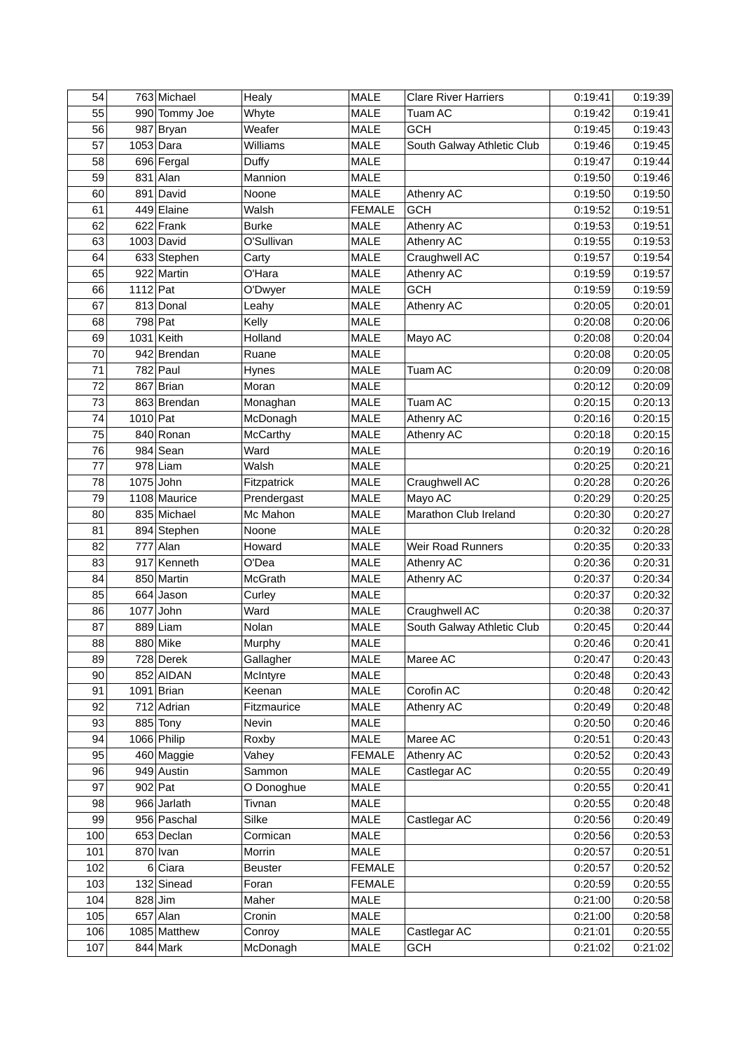| | | | | | | | |
|---|---|---|---|---|---|---|---|
| 54 | 763 | Michael | Healy | MALE | Clare River Harriers | 0:19:41 | 0:19:39 |
| 55 | 990 | Tommy Joe | Whyte | MALE | Tuam AC | 0:19:42 | 0:19:41 |
| 56 | 987 | Bryan | Weafer | MALE | GCH | 0:19:45 | 0:19:43 |
| 57 | 1053 | Dara | Williams | MALE | South Galway Athletic Club | 0:19:46 | 0:19:45 |
| 58 | 696 | Fergal | Duffy | MALE | | 0:19:47 | 0:19:44 |
| 59 | 831 | Alan | Mannion | MALE | | 0:19:50 | 0:19:46 |
| 60 | 891 | David | Noone | MALE | Athenry AC | 0:19:50 | 0:19:50 |
| 61 | 449 | Elaine | Walsh | FEMALE | GCH | 0:19:52 | 0:19:51 |
| 62 | 622 | Frank | Burke | MALE | Athenry AC | 0:19:53 | 0:19:51 |
| 63 | 1003 | David | O'Sullivan | MALE | Athenry AC | 0:19:55 | 0:19:53 |
| 64 | 633 | Stephen | Carty | MALE | Craughwell AC | 0:19:57 | 0:19:54 |
| 65 | 922 | Martin | O'Hara | MALE | Athenry AC | 0:19:59 | 0:19:57 |
| 66 | 1112 | Pat | O'Dwyer | MALE | GCH | 0:19:59 | 0:19:59 |
| 67 | 813 | Donal | Leahy | MALE | Athenry AC | 0:20:05 | 0:20:01 |
| 68 | 798 | Pat | Kelly | MALE | | 0:20:08 | 0:20:06 |
| 69 | 1031 | Keith | Holland | MALE | Mayo AC | 0:20:08 | 0:20:04 |
| 70 | 942 | Brendan | Ruane | MALE | | 0:20:08 | 0:20:05 |
| 71 | 782 | Paul | Hynes | MALE | Tuam AC | 0:20:09 | 0:20:08 |
| 72 | 867 | Brian | Moran | MALE | | 0:20:12 | 0:20:09 |
| 73 | 863 | Brendan | Monaghan | MALE | Tuam AC | 0:20:15 | 0:20:13 |
| 74 | 1010 | Pat | McDonagh | MALE | Athenry AC | 0:20:16 | 0:20:15 |
| 75 | 840 | Ronan | McCarthy | MALE | Athenry AC | 0:20:18 | 0:20:15 |
| 76 | 984 | Sean | Ward | MALE | | 0:20:19 | 0:20:16 |
| 77 | 978 | Liam | Walsh | MALE | | 0:20:25 | 0:20:21 |
| 78 | 1075 | John | Fitzpatrick | MALE | Craughwell AC | 0:20:28 | 0:20:26 |
| 79 | 1108 | Maurice | Prendergast | MALE | Mayo AC | 0:20:29 | 0:20:25 |
| 80 | 835 | Michael | Mc Mahon | MALE | Marathon Club Ireland | 0:20:30 | 0:20:27 |
| 81 | 894 | Stephen | Noone | MALE | | 0:20:32 | 0:20:28 |
| 82 | 777 | Alan | Howard | MALE | Weir Road Runners | 0:20:35 | 0:20:33 |
| 83 | 917 | Kenneth | O'Dea | MALE | Athenry AC | 0:20:36 | 0:20:31 |
| 84 | 850 | Martin | McGrath | MALE | Athenry AC | 0:20:37 | 0:20:34 |
| 85 | 664 | Jason | Curley | MALE | | 0:20:37 | 0:20:32 |
| 86 | 1077 | John | Ward | MALE | Craughwell AC | 0:20:38 | 0:20:37 |
| 87 | 889 | Liam | Nolan | MALE | South Galway Athletic Club | 0:20:45 | 0:20:44 |
| 88 | 880 | Mike | Murphy | MALE | | 0:20:46 | 0:20:41 |
| 89 | 728 | Derek | Gallagher | MALE | Maree AC | 0:20:47 | 0:20:43 |
| 90 | 852 | AIDAN | McIntyre | MALE | | 0:20:48 | 0:20:43 |
| 91 | 1091 | Brian | Keenan | MALE | Corofin AC | 0:20:48 | 0:20:42 |
| 92 | 712 | Adrian | Fitzmaurice | MALE | Athenry AC | 0:20:49 | 0:20:48 |
| 93 | 885 | Tony | Nevin | MALE | | 0:20:50 | 0:20:46 |
| 94 | 1066 | Philip | Roxby | MALE | Maree AC | 0:20:51 | 0:20:43 |
| 95 | 460 | Maggie | Vahey | FEMALE | Athenry AC | 0:20:52 | 0:20:43 |
| 96 | 949 | Austin | Sammon | MALE | Castlegar AC | 0:20:55 | 0:20:49 |
| 97 | 902 | Pat | O Donoghue | MALE | | 0:20:55 | 0:20:41 |
| 98 | 966 | Jarlath | Tivnan | MALE | | 0:20:55 | 0:20:48 |
| 99 | 956 | Paschal | Silke | MALE | Castlegar AC | 0:20:56 | 0:20:49 |
| 100 | 653 | Declan | Cormican | MALE | | 0:20:56 | 0:20:53 |
| 101 | 870 | Ivan | Morrin | MALE | | 0:20:57 | 0:20:51 |
| 102 | 6 | Ciara | Beuster | FEMALE | | 0:20:57 | 0:20:52 |
| 103 | 132 | Sinead | Foran | FEMALE | | 0:20:59 | 0:20:55 |
| 104 | 828 | Jim | Maher | MALE | | 0:21:00 | 0:20:58 |
| 105 | 657 | Alan | Cronin | MALE | | 0:21:00 | 0:20:58 |
| 106 | 1085 | Matthew | Conroy | MALE | Castlegar AC | 0:21:01 | 0:20:55 |
| 107 | 844 | Mark | McDonagh | MALE | GCH | 0:21:02 | 0:21:02 |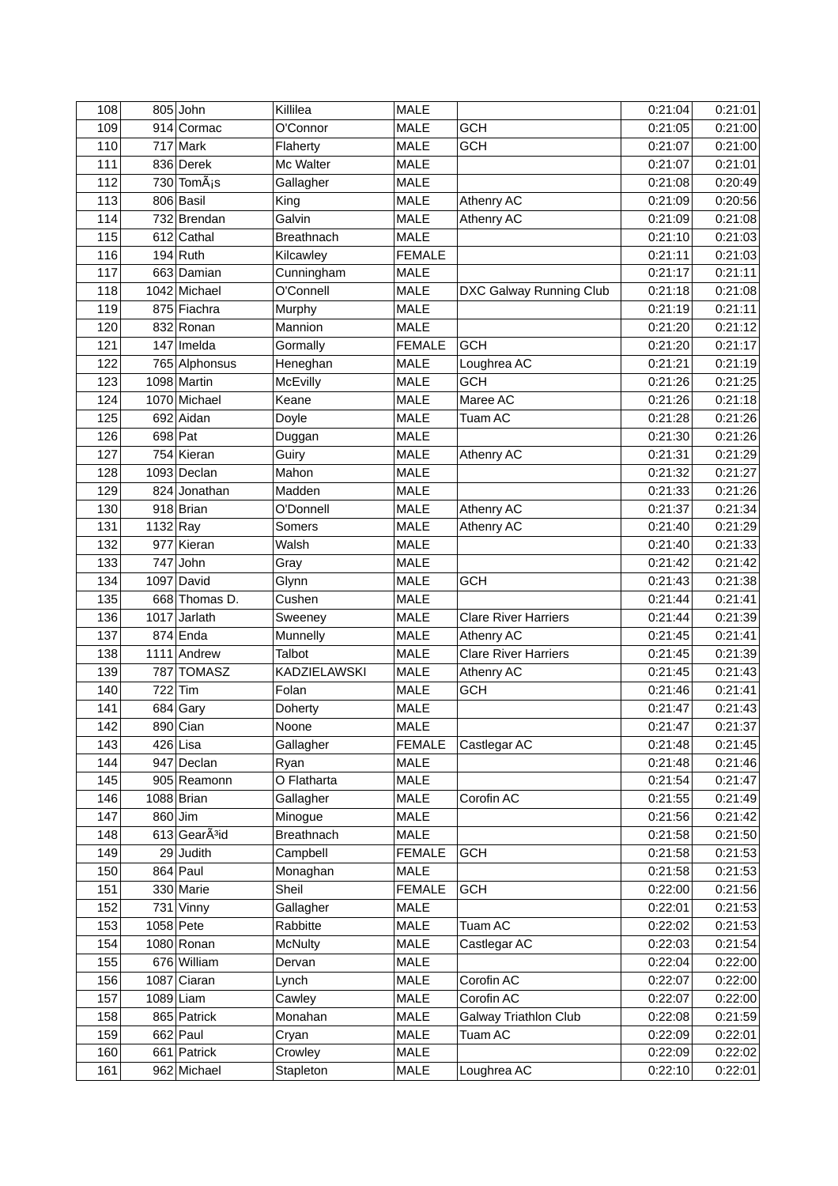| 108 | 805 | John | Killilea | MALE | | 0:21:04 | 0:21:01 |
|---|---|---|---|---|---|---|---|
| 109 | 914 | Cormac | O'Connor | MALE | GCH | 0:21:05 | 0:21:00 |
| 110 | 717 | Mark | Flaherty | MALE | GCH | 0:21:07 | 0:21:00 |
| 111 | 836 | Derek | Mc Walter | MALE | | 0:21:07 | 0:21:01 |
| 112 | 730 | TomÃ¡s | Gallagher | MALE | | 0:21:08 | 0:20:49 |
| 113 | 806 | Basil | King | MALE | Athenry AC | 0:21:09 | 0:20:56 |
| 114 | 732 | Brendan | Galvin | MALE | Athenry AC | 0:21:09 | 0:21:08 |
| 115 | 612 | Cathal | Breathnach | MALE | | 0:21:10 | 0:21:03 |
| 116 | 194 | Ruth | Kilcawley | FEMALE | | 0:21:11 | 0:21:03 |
| 117 | 663 | Damian | Cunningham | MALE | | 0:21:17 | 0:21:11 |
| 118 | 1042 | Michael | O'Connell | MALE | DXC Galway Running Club | 0:21:18 | 0:21:08 |
| 119 | 875 | Fiachra | Murphy | MALE | | 0:21:19 | 0:21:11 |
| 120 | 832 | Ronan | Mannion | MALE | | 0:21:20 | 0:21:12 |
| 121 | 147 | Imelda | Gormally | FEMALE | GCH | 0:21:20 | 0:21:17 |
| 122 | 765 | Alphonsus | Heneghan | MALE | Loughrea AC | 0:21:21 | 0:21:19 |
| 123 | 1098 | Martin | McEvilly | MALE | GCH | 0:21:26 | 0:21:25 |
| 124 | 1070 | Michael | Keane | MALE | Maree AC | 0:21:26 | 0:21:18 |
| 125 | 692 | Aidan | Doyle | MALE | Tuam AC | 0:21:28 | 0:21:26 |
| 126 | 698 | Pat | Duggan | MALE | | 0:21:30 | 0:21:26 |
| 127 | 754 | Kieran | Guiry | MALE | Athenry AC | 0:21:31 | 0:21:29 |
| 128 | 1093 | Declan | Mahon | MALE | | 0:21:32 | 0:21:27 |
| 129 | 824 | Jonathan | Madden | MALE | | 0:21:33 | 0:21:26 |
| 130 | 918 | Brian | O'Donnell | MALE | Athenry AC | 0:21:37 | 0:21:34 |
| 131 | 1132 | Ray | Somers | MALE | Athenry AC | 0:21:40 | 0:21:29 |
| 132 | 977 | Kieran | Walsh | MALE | | 0:21:40 | 0:21:33 |
| 133 | 747 | John | Gray | MALE | | 0:21:42 | 0:21:42 |
| 134 | 1097 | David | Glynn | MALE | GCH | 0:21:43 | 0:21:38 |
| 135 | 668 | Thomas D. | Cushen | MALE | | 0:21:44 | 0:21:41 |
| 136 | 1017 | Jarlath | Sweeney | MALE | Clare River Harriers | 0:21:44 | 0:21:39 |
| 137 | 874 | Enda | Munnelly | MALE | Athenry AC | 0:21:45 | 0:21:41 |
| 138 | 1111 | Andrew | Talbot | MALE | Clare River Harriers | 0:21:45 | 0:21:39 |
| 139 | 787 | TOMASZ | KADZIELAWSKI | MALE | Athenry AC | 0:21:45 | 0:21:43 |
| 140 | 722 | Tim | Folan | MALE | GCH | 0:21:46 | 0:21:41 |
| 141 | 684 | Gary | Doherty | MALE | | 0:21:47 | 0:21:43 |
| 142 | 890 | Cian | Noone | MALE | | 0:21:47 | 0:21:37 |
| 143 | 426 | Lisa | Gallagher | FEMALE | Castlegar AC | 0:21:48 | 0:21:45 |
| 144 | 947 | Declan | Ryan | MALE | | 0:21:48 | 0:21:46 |
| 145 | 905 | Reamonn | O Flatharta | MALE | | 0:21:54 | 0:21:47 |
| 146 | 1088 | Brian | Gallagher | MALE | Corofin AC | 0:21:55 | 0:21:49 |
| 147 | 860 | Jim | Minogue | MALE | | 0:21:56 | 0:21:42 |
| 148 | 613 | GearÃ³id | Breathnach | MALE | | 0:21:58 | 0:21:50 |
| 149 | 29 | Judith | Campbell | FEMALE | GCH | 0:21:58 | 0:21:53 |
| 150 | 864 | Paul | Monaghan | MALE | | 0:21:58 | 0:21:53 |
| 151 | 330 | Marie | Sheil | FEMALE | GCH | 0:22:00 | 0:21:56 |
| 152 | 731 | Vinny | Gallagher | MALE | | 0:22:01 | 0:21:53 |
| 153 | 1058 | Pete | Rabbitte | MALE | Tuam AC | 0:22:02 | 0:21:53 |
| 154 | 1080 | Ronan | McNulty | MALE | Castlegar AC | 0:22:03 | 0:21:54 |
| 155 | 676 | William | Dervan | MALE | | 0:22:04 | 0:22:00 |
| 156 | 1087 | Ciaran | Lynch | MALE | Corofin AC | 0:22:07 | 0:22:00 |
| 157 | 1089 | Liam | Cawley | MALE | Corofin AC | 0:22:07 | 0:22:00 |
| 158 | 865 | Patrick | Monahan | MALE | Galway Triathlon Club | 0:22:08 | 0:21:59 |
| 159 | 662 | Paul | Cryan | MALE | Tuam AC | 0:22:09 | 0:22:01 |
| 160 | 661 | Patrick | Crowley | MALE | | 0:22:09 | 0:22:02 |
| 161 | 962 | Michael | Stapleton | MALE | Loughrea AC | 0:22:10 | 0:22:01 |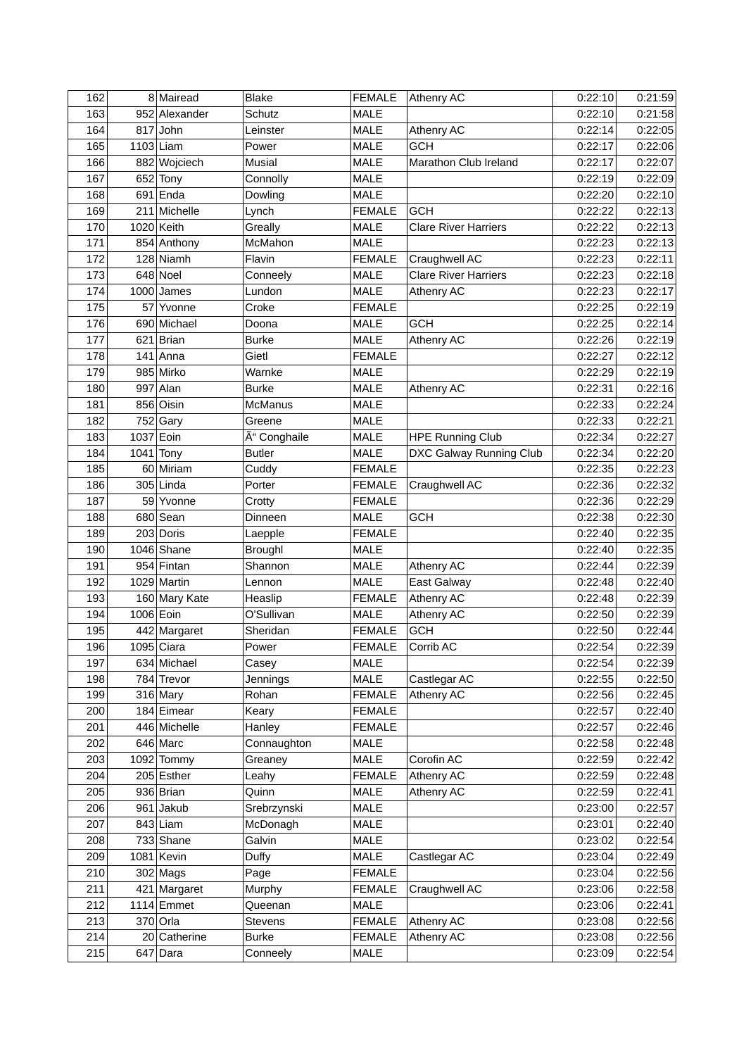| | | | | | | | |
|---|---|---|---|---|---|---|---|
| 162 | 8 | Mairead | Blake | FEMALE | Athenry AC | 0:22:10 | 0:21:59 |
| 163 | 952 | Alexander | Schutz | MALE | | 0:22:10 | 0:21:58 |
| 164 | 817 | John | Leinster | MALE | Athenry AC | 0:22:14 | 0:22:05 |
| 165 | 1103 | Liam | Power | MALE | GCH | 0:22:17 | 0:22:06 |
| 166 | 882 | Wojciech | Musial | MALE | Marathon Club Ireland | 0:22:17 | 0:22:07 |
| 167 | 652 | Tony | Connolly | MALE | | 0:22:19 | 0:22:09 |
| 168 | 691 | Enda | Dowling | MALE | | 0:22:20 | 0:22:10 |
| 169 | 211 | Michelle | Lynch | FEMALE | GCH | 0:22:22 | 0:22:13 |
| 170 | 1020 | Keith | Greally | MALE | Clare River Harriers | 0:22:22 | 0:22:13 |
| 171 | 854 | Anthony | McMahon | MALE | | 0:22:23 | 0:22:13 |
| 172 | 128 | Niamh | Flavin | FEMALE | Craughwell AC | 0:22:23 | 0:22:11 |
| 173 | 648 | Noel | Conneely | MALE | Clare River Harriers | 0:22:23 | 0:22:18 |
| 174 | 1000 | James | Lundon | MALE | Athenry AC | 0:22:23 | 0:22:17 |
| 175 | 57 | Yvonne | Croke | FEMALE | | 0:22:25 | 0:22:19 |
| 176 | 690 | Michael | Doona | MALE | GCH | 0:22:25 | 0:22:14 |
| 177 | 621 | Brian | Burke | MALE | Athenry AC | 0:22:26 | 0:22:19 |
| 178 | 141 | Anna | Gietl | FEMALE | | 0:22:27 | 0:22:12 |
| 179 | 985 | Mirko | Warnke | MALE | | 0:22:29 | 0:22:19 |
| 180 | 997 | Alan | Burke | MALE | Athenry AC | 0:22:31 | 0:22:16 |
| 181 | 856 | Oisin | McManus | MALE | | 0:22:33 | 0:22:24 |
| 182 | 752 | Gary | Greene | MALE | | 0:22:33 | 0:22:21 |
| 183 | 1037 | Eoin | Ã“ Conghaile | MALE | HPE Running Club | 0:22:34 | 0:22:27 |
| 184 | 1041 | Tony | Butler | MALE | DXC Galway Running Club | 0:22:34 | 0:22:20 |
| 185 | 60 | Miriam | Cuddy | FEMALE | | 0:22:35 | 0:22:23 |
| 186 | 305 | Linda | Porter | FEMALE | Craughwell AC | 0:22:36 | 0:22:32 |
| 187 | 59 | Yvonne | Crotty | FEMALE | | 0:22:36 | 0:22:29 |
| 188 | 680 | Sean | Dinneen | MALE | GCH | 0:22:38 | 0:22:30 |
| 189 | 203 | Doris | Laepple | FEMALE | | 0:22:40 | 0:22:35 |
| 190 | 1046 | Shane | Broughl | MALE | | 0:22:40 | 0:22:35 |
| 191 | 954 | Fintan | Shannon | MALE | Athenry AC | 0:22:44 | 0:22:39 |
| 192 | 1029 | Martin | Lennon | MALE | East Galway | 0:22:48 | 0:22:40 |
| 193 | 160 | Mary Kate | Heaslip | FEMALE | Athenry AC | 0:22:48 | 0:22:39 |
| 194 | 1006 | Eoin | O'Sullivan | MALE | Athenry AC | 0:22:50 | 0:22:39 |
| 195 | 442 | Margaret | Sheridan | FEMALE | GCH | 0:22:50 | 0:22:44 |
| 196 | 1095 | Ciara | Power | FEMALE | Corrib AC | 0:22:54 | 0:22:39 |
| 197 | 634 | Michael | Casey | MALE | | 0:22:54 | 0:22:39 |
| 198 | 784 | Trevor | Jennings | MALE | Castlegar AC | 0:22:55 | 0:22:50 |
| 199 | 316 | Mary | Rohan | FEMALE | Athenry AC | 0:22:56 | 0:22:45 |
| 200 | 184 | Eimear | Keary | FEMALE | | 0:22:57 | 0:22:40 |
| 201 | 446 | Michelle | Hanley | FEMALE | | 0:22:57 | 0:22:46 |
| 202 | 646 | Marc | Connaughton | MALE | | 0:22:58 | 0:22:48 |
| 203 | 1092 | Tommy | Greaney | MALE | Corofin AC | 0:22:59 | 0:22:42 |
| 204 | 205 | Esther | Leahy | FEMALE | Athenry AC | 0:22:59 | 0:22:48 |
| 205 | 936 | Brian | Quinn | MALE | Athenry AC | 0:22:59 | 0:22:41 |
| 206 | 961 | Jakub | Srebrzynski | MALE | | 0:23:00 | 0:22:57 |
| 207 | 843 | Liam | McDonagh | MALE | | 0:23:01 | 0:22:40 |
| 208 | 733 | Shane | Galvin | MALE | | 0:23:02 | 0:22:54 |
| 209 | 1081 | Kevin | Duffy | MALE | Castlegar AC | 0:23:04 | 0:22:49 |
| 210 | 302 | Mags | Page | FEMALE | | 0:23:04 | 0:22:56 |
| 211 | 421 | Margaret | Murphy | FEMALE | Craughwell AC | 0:23:06 | 0:22:58 |
| 212 | 1114 | Emmet | Queenan | MALE | | 0:23:06 | 0:22:41 |
| 213 | 370 | Orla | Stevens | FEMALE | Athenry AC | 0:23:08 | 0:22:56 |
| 214 | 20 | Catherine | Burke | FEMALE | Athenry AC | 0:23:08 | 0:22:56 |
| 215 | 647 | Dara | Conneely | MALE | | 0:23:09 | 0:22:54 |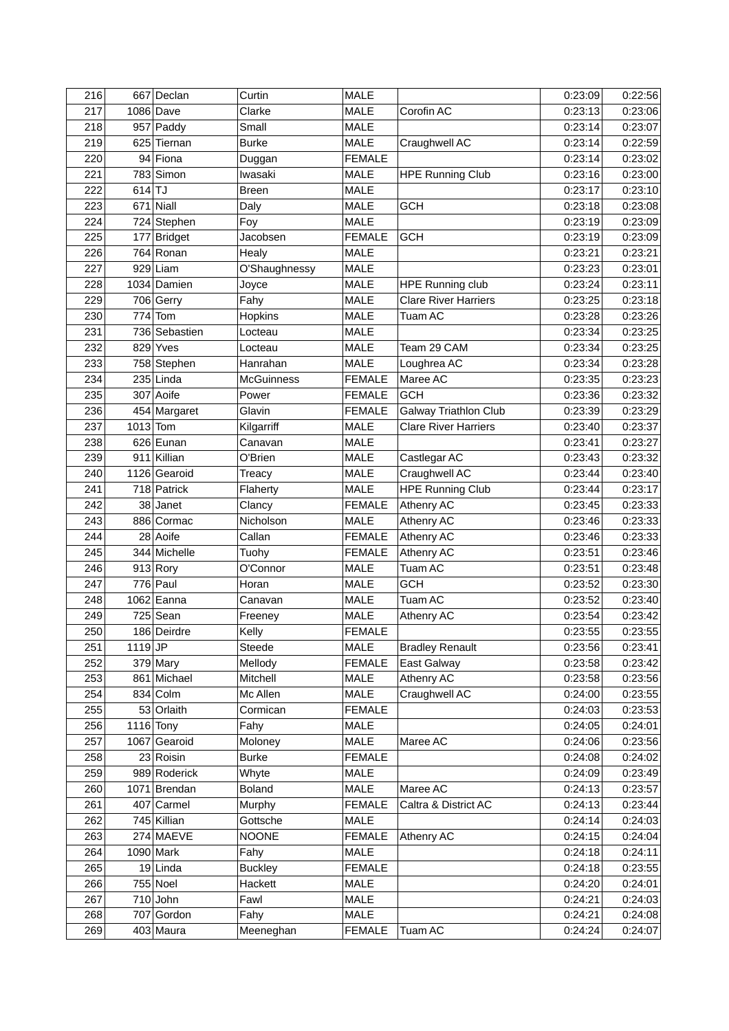| | | | | | | | |
|---|---|---|---|---|---|---|---|
| 216 | 667 | Declan | Curtin | MALE | | 0:23:09 | 0:22:56 |
| 217 | 1086 | Dave | Clarke | MALE | Corofin AC | 0:23:13 | 0:23:06 |
| 218 | 957 | Paddy | Small | MALE | | 0:23:14 | 0:23:07 |
| 219 | 625 | Tiernan | Burke | MALE | Craughwell AC | 0:23:14 | 0:22:59 |
| 220 | 94 | Fiona | Duggan | FEMALE | | 0:23:14 | 0:23:02 |
| 221 | 783 | Simon | Iwasaki | MALE | HPE Running Club | 0:23:16 | 0:23:00 |
| 222 | 614 | TJ | Breen | MALE | | 0:23:17 | 0:23:10 |
| 223 | 671 | Niall | Daly | MALE | GCH | 0:23:18 | 0:23:08 |
| 224 | 724 | Stephen | Foy | MALE | | 0:23:19 | 0:23:09 |
| 225 | 177 | Bridget | Jacobsen | FEMALE | GCH | 0:23:19 | 0:23:09 |
| 226 | 764 | Ronan | Healy | MALE | | 0:23:21 | 0:23:21 |
| 227 | 929 | Liam | O'Shaughnessy | MALE | | 0:23:23 | 0:23:01 |
| 228 | 1034 | Damien | Joyce | MALE | HPE Running club | 0:23:24 | 0:23:11 |
| 229 | 706 | Gerry | Fahy | MALE | Clare River Harriers | 0:23:25 | 0:23:18 |
| 230 | 774 | Tom | Hopkins | MALE | Tuam AC | 0:23:28 | 0:23:26 |
| 231 | 736 | Sebastien | Locteau | MALE | | 0:23:34 | 0:23:25 |
| 232 | 829 | Yves | Locteau | MALE | Team 29 CAM | 0:23:34 | 0:23:25 |
| 233 | 758 | Stephen | Hanrahan | MALE | Loughrea AC | 0:23:34 | 0:23:28 |
| 234 | 235 | Linda | McGuinness | FEMALE | Maree AC | 0:23:35 | 0:23:23 |
| 235 | 307 | Aoife | Power | FEMALE | GCH | 0:23:36 | 0:23:32 |
| 236 | 454 | Margaret | Glavin | FEMALE | Galway Triathlon Club | 0:23:39 | 0:23:29 |
| 237 | 1013 | Tom | Kilgarriff | MALE | Clare River Harriers | 0:23:40 | 0:23:37 |
| 238 | 626 | Eunan | Canavan | MALE | | 0:23:41 | 0:23:27 |
| 239 | 911 | Killian | O'Brien | MALE | Castlegar AC | 0:23:43 | 0:23:32 |
| 240 | 1126 | Gearoid | Treacy | MALE | Craughwell AC | 0:23:44 | 0:23:40 |
| 241 | 718 | Patrick | Flaherty | MALE | HPE Running Club | 0:23:44 | 0:23:17 |
| 242 | 38 | Janet | Clancy | FEMALE | Athenry AC | 0:23:45 | 0:23:33 |
| 243 | 886 | Cormac | Nicholson | MALE | Athenry AC | 0:23:46 | 0:23:33 |
| 244 | 28 | Aoife | Callan | FEMALE | Athenry AC | 0:23:46 | 0:23:33 |
| 245 | 344 | Michelle | Tuohy | FEMALE | Athenry AC | 0:23:51 | 0:23:46 |
| 246 | 913 | Rory | O'Connor | MALE | Tuam AC | 0:23:51 | 0:23:48 |
| 247 | 776 | Paul | Horan | MALE | GCH | 0:23:52 | 0:23:30 |
| 248 | 1062 | Eanna | Canavan | MALE | Tuam AC | 0:23:52 | 0:23:40 |
| 249 | 725 | Sean | Freeney | MALE | Athenry AC | 0:23:54 | 0:23:42 |
| 250 | 186 | Deirdre | Kelly | FEMALE | | 0:23:55 | 0:23:55 |
| 251 | 1119 | JP | Steede | MALE | Bradley Renault | 0:23:56 | 0:23:41 |
| 252 | 379 | Mary | Mellody | FEMALE | East Galway | 0:23:58 | 0:23:42 |
| 253 | 861 | Michael | Mitchell | MALE | Athenry AC | 0:23:58 | 0:23:56 |
| 254 | 834 | Colm | Mc Allen | MALE | Craughwell AC | 0:24:00 | 0:23:55 |
| 255 | 53 | Orlaith | Cormican | FEMALE | | 0:24:03 | 0:23:53 |
| 256 | 1116 | Tony | Fahy | MALE | | 0:24:05 | 0:24:01 |
| 257 | 1067 | Gearoid | Moloney | MALE | Maree AC | 0:24:06 | 0:23:56 |
| 258 | 23 | Roisin | Burke | FEMALE | | 0:24:08 | 0:24:02 |
| 259 | 989 | Roderick | Whyte | MALE | | 0:24:09 | 0:23:49 |
| 260 | 1071 | Brendan | Boland | MALE | Maree AC | 0:24:13 | 0:23:57 |
| 261 | 407 | Carmel | Murphy | FEMALE | Caltra & District AC | 0:24:13 | 0:23:44 |
| 262 | 745 | Killian | Gottsche | MALE | | 0:24:14 | 0:24:03 |
| 263 | 274 | MAEVE | NOONE | FEMALE | Athenry AC | 0:24:15 | 0:24:04 |
| 264 | 1090 | Mark | Fahy | MALE | | 0:24:18 | 0:24:11 |
| 265 | 19 | Linda | Buckley | FEMALE | | 0:24:18 | 0:23:55 |
| 266 | 755 | Noel | Hackett | MALE | | 0:24:20 | 0:24:01 |
| 267 | 710 | John | Fawl | MALE | | 0:24:21 | 0:24:03 |
| 268 | 707 | Gordon | Fahy | MALE | | 0:24:21 | 0:24:08 |
| 269 | 403 | Maura | Meeneghan | FEMALE | Tuam AC | 0:24:24 | 0:24:07 |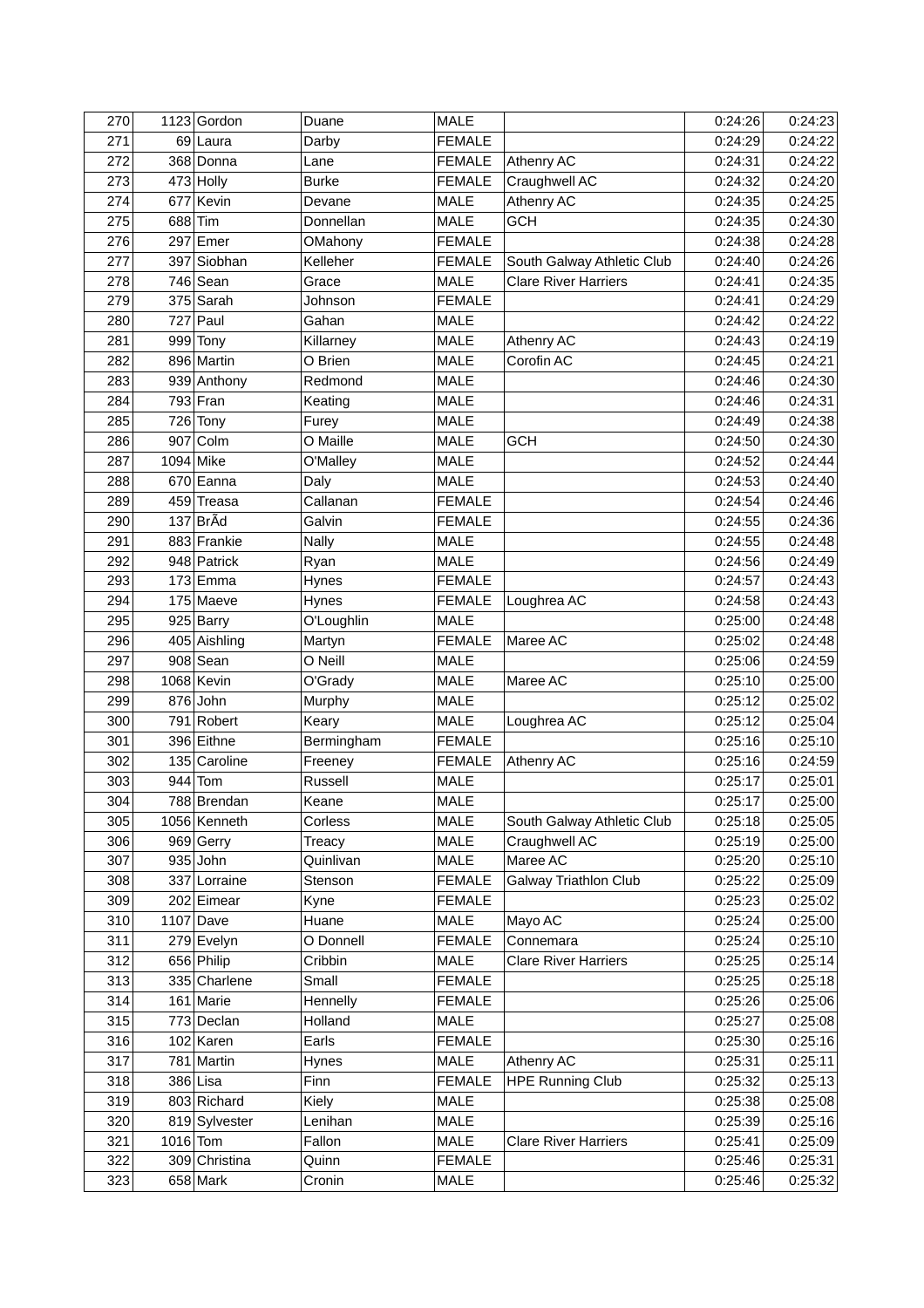| | | | | | | | |
|---|---|---|---|---|---|---|---|
| 270 | 1123 | Gordon | Duane | MALE | | 0:24:26 | 0:24:23 |
| 271 | 69 | Laura | Darby | FEMALE | | 0:24:29 | 0:24:22 |
| 272 | 368 | Donna | Lane | FEMALE | Athenry AC | 0:24:31 | 0:24:22 |
| 273 | 473 | Holly | Burke | FEMALE | Craughwell AC | 0:24:32 | 0:24:20 |
| 274 | 677 | Kevin | Devane | MALE | Athenry AC | 0:24:35 | 0:24:25 |
| 275 | 688 | Tim | Donnellan | MALE | GCH | 0:24:35 | 0:24:30 |
| 276 | 297 | Emer | OMahony | FEMALE | | 0:24:38 | 0:24:28 |
| 277 | 397 | Siobhan | Kelleher | FEMALE | South Galway Athletic Club | 0:24:40 | 0:24:26 |
| 278 | 746 | Sean | Grace | MALE | Clare River Harriers | 0:24:41 | 0:24:35 |
| 279 | 375 | Sarah | Johnson | FEMALE | | 0:24:41 | 0:24:29 |
| 280 | 727 | Paul | Gahan | MALE | | 0:24:42 | 0:24:22 |
| 281 | 999 | Tony | Killarney | MALE | Athenry AC | 0:24:43 | 0:24:19 |
| 282 | 896 | Martin | O Brien | MALE | Corofin AC | 0:24:45 | 0:24:21 |
| 283 | 939 | Anthony | Redmond | MALE | | 0:24:46 | 0:24:30 |
| 284 | 793 | Fran | Keating | MALE | | 0:24:46 | 0:24:31 |
| 285 | 726 | Tony | Furey | MALE | | 0:24:49 | 0:24:38 |
| 286 | 907 | Colm | O Maille | MALE | GCH | 0:24:50 | 0:24:30 |
| 287 | 1094 | Mike | O'Malley | MALE | | 0:24:52 | 0:24:44 |
| 288 | 670 | Eanna | Daly | MALE | | 0:24:53 | 0:24:40 |
| 289 | 459 | Treasa | Callanan | FEMALE | | 0:24:54 | 0:24:46 |
| 290 | 137 | BrÃd | Galvin | FEMALE | | 0:24:55 | 0:24:36 |
| 291 | 883 | Frankie | Nally | MALE | | 0:24:55 | 0:24:48 |
| 292 | 948 | Patrick | Ryan | MALE | | 0:24:56 | 0:24:49 |
| 293 | 173 | Emma | Hynes | FEMALE | | 0:24:57 | 0:24:43 |
| 294 | 175 | Maeve | Hynes | FEMALE | Loughrea AC | 0:24:58 | 0:24:43 |
| 295 | 925 | Barry | O'Loughlin | MALE | | 0:25:00 | 0:24:48 |
| 296 | 405 | Aishling | Martyn | FEMALE | Maree AC | 0:25:02 | 0:24:48 |
| 297 | 908 | Sean | O Neill | MALE | | 0:25:06 | 0:24:59 |
| 298 | 1068 | Kevin | O'Grady | MALE | Maree AC | 0:25:10 | 0:25:00 |
| 299 | 876 | John | Murphy | MALE | | 0:25:12 | 0:25:02 |
| 300 | 791 | Robert | Keary | MALE | Loughrea AC | 0:25:12 | 0:25:04 |
| 301 | 396 | Eithne | Bermingham | FEMALE | | 0:25:16 | 0:25:10 |
| 302 | 135 | Caroline | Freeney | FEMALE | Athenry AC | 0:25:16 | 0:24:59 |
| 303 | 944 | Tom | Russell | MALE | | 0:25:17 | 0:25:01 |
| 304 | 788 | Brendan | Keane | MALE | | 0:25:17 | 0:25:00 |
| 305 | 1056 | Kenneth | Corless | MALE | South Galway Athletic Club | 0:25:18 | 0:25:05 |
| 306 | 969 | Gerry | Treacy | MALE | Craughwell AC | 0:25:19 | 0:25:00 |
| 307 | 935 | John | Quinlivan | MALE | Maree AC | 0:25:20 | 0:25:10 |
| 308 | 337 | Lorraine | Stenson | FEMALE | Galway Triathlon Club | 0:25:22 | 0:25:09 |
| 309 | 202 | Eimear | Kyne | FEMALE | | 0:25:23 | 0:25:02 |
| 310 | 1107 | Dave | Huane | MALE | Mayo AC | 0:25:24 | 0:25:00 |
| 311 | 279 | Evelyn | O Donnell | FEMALE | Connemara | 0:25:24 | 0:25:10 |
| 312 | 656 | Philip | Cribbin | MALE | Clare River Harriers | 0:25:25 | 0:25:14 |
| 313 | 335 | Charlene | Small | FEMALE | | 0:25:25 | 0:25:18 |
| 314 | 161 | Marie | Hennelly | FEMALE | | 0:25:26 | 0:25:06 |
| 315 | 773 | Declan | Holland | MALE | | 0:25:27 | 0:25:08 |
| 316 | 102 | Karen | Earls | FEMALE | | 0:25:30 | 0:25:16 |
| 317 | 781 | Martin | Hynes | MALE | Athenry AC | 0:25:31 | 0:25:11 |
| 318 | 386 | Lisa | Finn | FEMALE | HPE Running Club | 0:25:32 | 0:25:13 |
| 319 | 803 | Richard | Kiely | MALE | | 0:25:38 | 0:25:08 |
| 320 | 819 | Sylvester | Lenihan | MALE | | 0:25:39 | 0:25:16 |
| 321 | 1016 | Tom | Fallon | MALE | Clare River Harriers | 0:25:41 | 0:25:09 |
| 322 | 309 | Christina | Quinn | FEMALE | | 0:25:46 | 0:25:31 |
| 323 | 658 | Mark | Cronin | MALE | | 0:25:46 | 0:25:32 |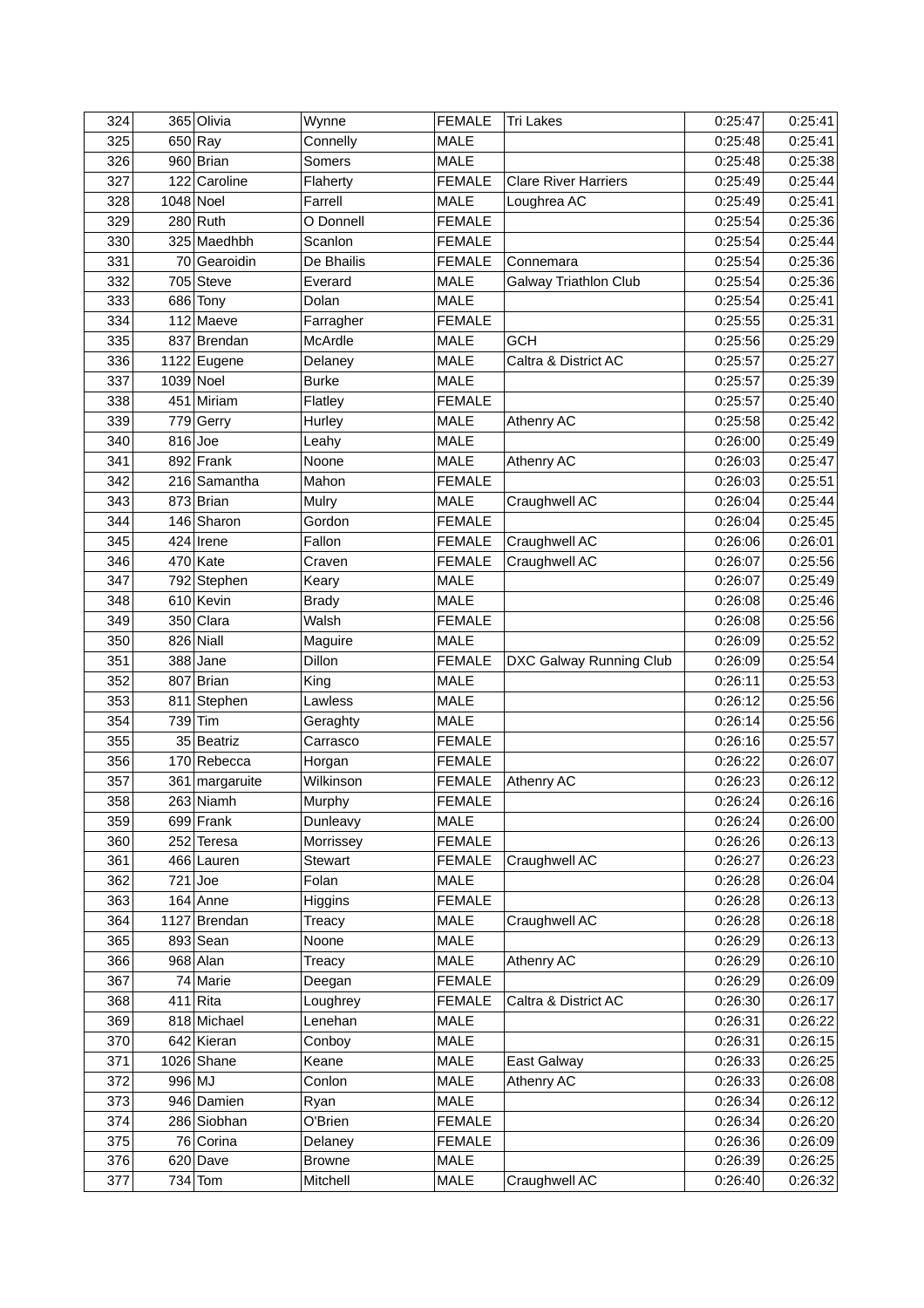| 324 | 365 | Olivia | Wynne | FEMALE | Tri Lakes | 0:25:47 | 0:25:41 |
|---|---|---|---|---|---|---|---|
| 325 | 650 | Ray | Connelly | MALE | | 0:25:48 | 0:25:41 |
| 326 | 960 | Brian | Somers | MALE | | 0:25:48 | 0:25:38 |
| 327 | 122 | Caroline | Flaherty | FEMALE | Clare River Harriers | 0:25:49 | 0:25:44 |
| 328 | 1048 | Noel | Farrell | MALE | Loughrea AC | 0:25:49 | 0:25:41 |
| 329 | 280 | Ruth | O Donnell | FEMALE | | 0:25:54 | 0:25:36 |
| 330 | 325 | Maedhbh | Scanlon | FEMALE | | 0:25:54 | 0:25:44 |
| 331 | 70 | Gearoidin | De Bhailis | FEMALE | Connemara | 0:25:54 | 0:25:36 |
| 332 | 705 | Steve | Everard | MALE | Galway Triathlon Club | 0:25:54 | 0:25:36 |
| 333 | 686 | Tony | Dolan | MALE | | 0:25:54 | 0:25:41 |
| 334 | 112 | Maeve | Farragher | FEMALE | | 0:25:55 | 0:25:31 |
| 335 | 837 | Brendan | McArdle | MALE | GCH | 0:25:56 | 0:25:29 |
| 336 | 1122 | Eugene | Delaney | MALE | Caltra & District AC | 0:25:57 | 0:25:27 |
| 337 | 1039 | Noel | Burke | MALE | | 0:25:57 | 0:25:39 |
| 338 | 451 | Miriam | Flatley | FEMALE | | 0:25:57 | 0:25:40 |
| 339 | 779 | Gerry | Hurley | MALE | Athenry AC | 0:25:58 | 0:25:42 |
| 340 | 816 | Joe | Leahy | MALE | | 0:26:00 | 0:25:49 |
| 341 | 892 | Frank | Noone | MALE | Athenry AC | 0:26:03 | 0:25:47 |
| 342 | 216 | Samantha | Mahon | FEMALE | | 0:26:03 | 0:25:51 |
| 343 | 873 | Brian | Mulry | MALE | Craughwell AC | 0:26:04 | 0:25:44 |
| 344 | 146 | Sharon | Gordon | FEMALE | | 0:26:04 | 0:25:45 |
| 345 | 424 | Irene | Fallon | FEMALE | Craughwell AC | 0:26:06 | 0:26:01 |
| 346 | 470 | Kate | Craven | FEMALE | Craughwell AC | 0:26:07 | 0:25:56 |
| 347 | 792 | Stephen | Keary | MALE | | 0:26:07 | 0:25:49 |
| 348 | 610 | Kevin | Brady | MALE | | 0:26:08 | 0:25:46 |
| 349 | 350 | Clara | Walsh | FEMALE | | 0:26:08 | 0:25:56 |
| 350 | 826 | Niall | Maguire | MALE | | 0:26:09 | 0:25:52 |
| 351 | 388 | Jane | Dillon | FEMALE | DXC Galway Running Club | 0:26:09 | 0:25:54 |
| 352 | 807 | Brian | King | MALE | | 0:26:11 | 0:25:53 |
| 353 | 811 | Stephen | Lawless | MALE | | 0:26:12 | 0:25:56 |
| 354 | 739 | Tim | Geraghty | MALE | | 0:26:14 | 0:25:56 |
| 355 | 35 | Beatriz | Carrasco | FEMALE | | 0:26:16 | 0:25:57 |
| 356 | 170 | Rebecca | Horgan | FEMALE | | 0:26:22 | 0:26:07 |
| 357 | 361 | margaruite | Wilkinson | FEMALE | Athenry AC | 0:26:23 | 0:26:12 |
| 358 | 263 | Niamh | Murphy | FEMALE | | 0:26:24 | 0:26:16 |
| 359 | 699 | Frank | Dunleavy | MALE | | 0:26:24 | 0:26:00 |
| 360 | 252 | Teresa | Morrissey | FEMALE | | 0:26:26 | 0:26:13 |
| 361 | 466 | Lauren | Stewart | FEMALE | Craughwell AC | 0:26:27 | 0:26:23 |
| 362 | 721 | Joe | Folan | MALE | | 0:26:28 | 0:26:04 |
| 363 | 164 | Anne | Higgins | FEMALE | | 0:26:28 | 0:26:13 |
| 364 | 1127 | Brendan | Treacy | MALE | Craughwell AC | 0:26:28 | 0:26:18 |
| 365 | 893 | Sean | Noone | MALE | | 0:26:29 | 0:26:13 |
| 366 | 968 | Alan | Treacy | MALE | Athenry AC | 0:26:29 | 0:26:10 |
| 367 | 74 | Marie | Deegan | FEMALE | | 0:26:29 | 0:26:09 |
| 368 | 411 | Rita | Loughrey | FEMALE | Caltra & District AC | 0:26:30 | 0:26:17 |
| 369 | 818 | Michael | Lenehan | MALE | | 0:26:31 | 0:26:22 |
| 370 | 642 | Kieran | Conboy | MALE | | 0:26:31 | 0:26:15 |
| 371 | 1026 | Shane | Keane | MALE | East Galway | 0:26:33 | 0:26:25 |
| 372 | 996 | MJ | Conlon | MALE | Athenry AC | 0:26:33 | 0:26:08 |
| 373 | 946 | Damien | Ryan | MALE | | 0:26:34 | 0:26:12 |
| 374 | 286 | Siobhan | O'Brien | FEMALE | | 0:26:34 | 0:26:20 |
| 375 | 76 | Corina | Delaney | FEMALE | | 0:26:36 | 0:26:09 |
| 376 | 620 | Dave | Browne | MALE | | 0:26:39 | 0:26:25 |
| 377 | 734 | Tom | Mitchell | MALE | Craughwell AC | 0:26:40 | 0:26:32 |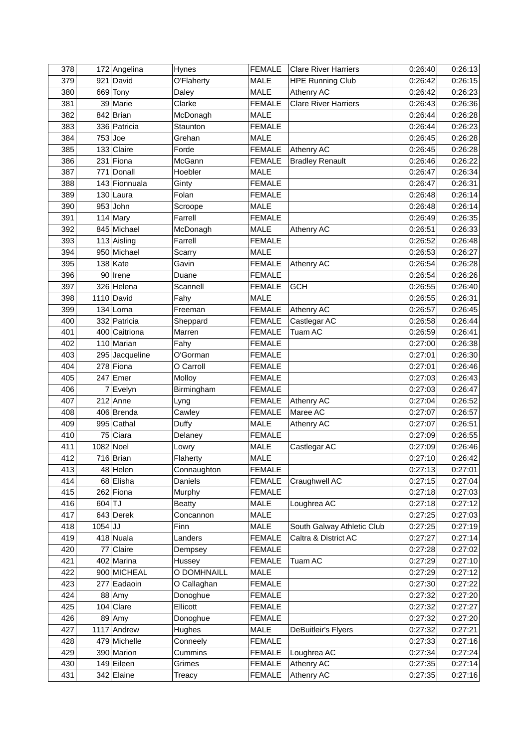| | | | | | | | |
|---|---|---|---|---|---|---|---|
| 378 | 172 | Angelina | Hynes | FEMALE | Clare River Harriers | 0:26:40 | 0:26:13 |
| 379 | 921 | David | O'Flaherty | MALE | HPE Running Club | 0:26:42 | 0:26:15 |
| 380 | 669 | Tony | Daley | MALE | Athenry AC | 0:26:42 | 0:26:23 |
| 381 | 39 | Marie | Clarke | FEMALE | Clare River Harriers | 0:26:43 | 0:26:36 |
| 382 | 842 | Brian | McDonagh | MALE | | 0:26:44 | 0:26:28 |
| 383 | 336 | Patricia | Staunton | FEMALE | | 0:26:44 | 0:26:23 |
| 384 | 753 | Joe | Grehan | MALE | | 0:26:45 | 0:26:28 |
| 385 | 133 | Claire | Forde | FEMALE | Athenry AC | 0:26:45 | 0:26:28 |
| 386 | 231 | Fiona | McGann | FEMALE | Bradley Renault | 0:26:46 | 0:26:22 |
| 387 | 771 | Donall | Hoebler | MALE | | 0:26:47 | 0:26:34 |
| 388 | 143 | Fionnuala | Ginty | FEMALE | | 0:26:47 | 0:26:31 |
| 389 | 130 | Laura | Folan | FEMALE | | 0:26:48 | 0:26:14 |
| 390 | 953 | John | Scroope | MALE | | 0:26:48 | 0:26:14 |
| 391 | 114 | Mary | Farrell | FEMALE | | 0:26:49 | 0:26:35 |
| 392 | 845 | Michael | McDonagh | MALE | Athenry AC | 0:26:51 | 0:26:33 |
| 393 | 113 | Aisling | Farrell | FEMALE | | 0:26:52 | 0:26:48 |
| 394 | 950 | Michael | Scarry | MALE | | 0:26:53 | 0:26:27 |
| 395 | 138 | Kate | Gavin | FEMALE | Athenry AC | 0:26:54 | 0:26:28 |
| 396 | 90 | Irene | Duane | FEMALE | | 0:26:54 | 0:26:26 |
| 397 | 326 | Helena | Scannell | FEMALE | GCH | 0:26:55 | 0:26:40 |
| 398 | 1110 | David | Fahy | MALE | | 0:26:55 | 0:26:31 |
| 399 | 134 | Lorna | Freeman | FEMALE | Athenry AC | 0:26:57 | 0:26:45 |
| 400 | 332 | Patricia | Sheppard | FEMALE | Castlegar AC | 0:26:58 | 0:26:44 |
| 401 | 400 | Caitriona | Marren | FEMALE | Tuam AC | 0:26:59 | 0:26:41 |
| 402 | 110 | Marian | Fahy | FEMALE | | 0:27:00 | 0:26:38 |
| 403 | 295 | Jacqueline | O'Gorman | FEMALE | | 0:27:01 | 0:26:30 |
| 404 | 278 | Fiona | O Carroll | FEMALE | | 0:27:01 | 0:26:46 |
| 405 | 247 | Emer | Molloy | FEMALE | | 0:27:03 | 0:26:43 |
| 406 | 7 | Evelyn | Birmingham | FEMALE | | 0:27:03 | 0:26:47 |
| 407 | 212 | Anne | Lyng | FEMALE | Athenry AC | 0:27:04 | 0:26:52 |
| 408 | 406 | Brenda | Cawley | FEMALE | Maree AC | 0:27:07 | 0:26:57 |
| 409 | 995 | Cathal | Duffy | MALE | Athenry AC | 0:27:07 | 0:26:51 |
| 410 | 75 | Ciara | Delaney | FEMALE | | 0:27:09 | 0:26:55 |
| 411 | 1082 | Noel | Lowry | MALE | Castlegar AC | 0:27:09 | 0:26:46 |
| 412 | 716 | Brian | Flaherty | MALE | | 0:27:10 | 0:26:42 |
| 413 | 48 | Helen | Connaughton | FEMALE | | 0:27:13 | 0:27:01 |
| 414 | 68 | Elisha | Daniels | FEMALE | Craughwell AC | 0:27:15 | 0:27:04 |
| 415 | 262 | Fiona | Murphy | FEMALE | | 0:27:18 | 0:27:03 |
| 416 | 604 | TJ | Beatty | MALE | Loughrea AC | 0:27:18 | 0:27:12 |
| 417 | 643 | Derek | Concannon | MALE | | 0:27:25 | 0:27:03 |
| 418 | 1054 | JJ | Finn | MALE | South Galway Athletic Club | 0:27:25 | 0:27:19 |
| 419 | 418 | Nuala | Landers | FEMALE | Caltra & District AC | 0:27:27 | 0:27:14 |
| 420 | 77 | Claire | Dempsey | FEMALE | | 0:27:28 | 0:27:02 |
| 421 | 402 | Marina | Hussey | FEMALE | Tuam AC | 0:27:29 | 0:27:10 |
| 422 | 900 | MICHEAL | O DOMHNAILL | MALE | | 0:27:29 | 0:27:12 |
| 423 | 277 | Eadaoin | O Callaghan | FEMALE | | 0:27:30 | 0:27:22 |
| 424 | 88 | Amy | Donoghue | FEMALE | | 0:27:32 | 0:27:20 |
| 425 | 104 | Clare | Ellicott | FEMALE | | 0:27:32 | 0:27:27 |
| 426 | 89 | Amy | Donoghue | FEMALE | | 0:27:32 | 0:27:20 |
| 427 | 1117 | Andrew | Hughes | MALE | DeBuitleir's Flyers | 0:27:32 | 0:27:21 |
| 428 | 479 | Michelle | Conneely | FEMALE | | 0:27:33 | 0:27:16 |
| 429 | 390 | Marion | Cummins | FEMALE | Loughrea AC | 0:27:34 | 0:27:24 |
| 430 | 149 | Eileen | Grimes | FEMALE | Athenry AC | 0:27:35 | 0:27:14 |
| 431 | 342 | Elaine | Treacy | FEMALE | Athenry AC | 0:27:35 | 0:27:16 |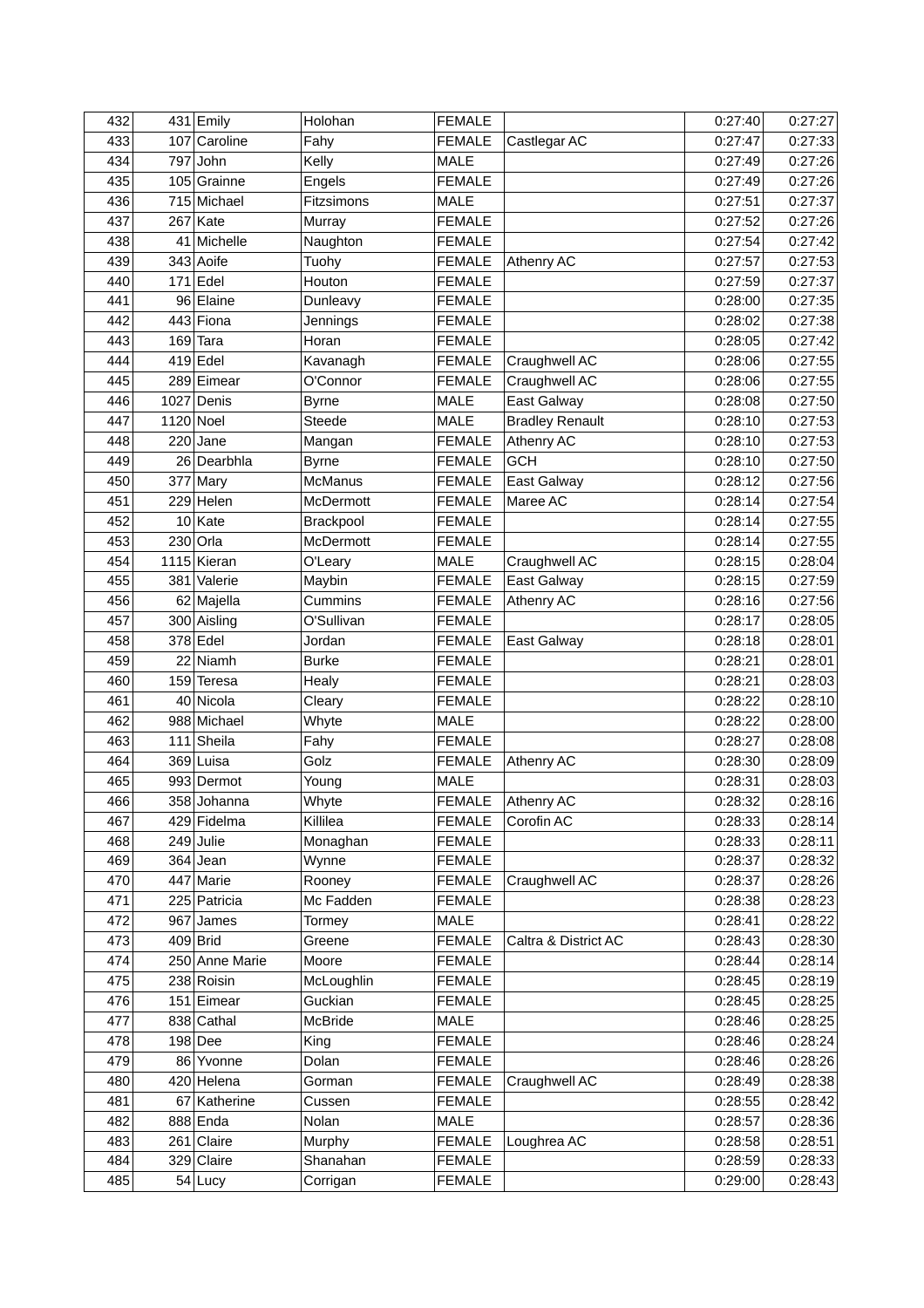| | | | | | | | |
|---|---|---|---|---|---|---|---|
| 432 | 431 | Emily | Holohan | FEMALE | | 0:27:40 | 0:27:27 |
| 433 | 107 | Caroline | Fahy | FEMALE | Castlegar AC | 0:27:47 | 0:27:33 |
| 434 | 797 | John | Kelly | MALE | | 0:27:49 | 0:27:26 |
| 435 | 105 | Grainne | Engels | FEMALE | | 0:27:49 | 0:27:26 |
| 436 | 715 | Michael | Fitzsimons | MALE | | 0:27:51 | 0:27:37 |
| 437 | 267 | Kate | Murray | FEMALE | | 0:27:52 | 0:27:26 |
| 438 | 41 | Michelle | Naughton | FEMALE | | 0:27:54 | 0:27:42 |
| 439 | 343 | Aoife | Tuohy | FEMALE | Athenry AC | 0:27:57 | 0:27:53 |
| 440 | 171 | Edel | Houton | FEMALE | | 0:27:59 | 0:27:37 |
| 441 | 96 | Elaine | Dunleavy | FEMALE | | 0:28:00 | 0:27:35 |
| 442 | 443 | Fiona | Jennings | FEMALE | | 0:28:02 | 0:27:38 |
| 443 | 169 | Tara | Horan | FEMALE | | 0:28:05 | 0:27:42 |
| 444 | 419 | Edel | Kavanagh | FEMALE | Craughwell AC | 0:28:06 | 0:27:55 |
| 445 | 289 | Eimear | O'Connor | FEMALE | Craughwell AC | 0:28:06 | 0:27:55 |
| 446 | 1027 | Denis | Byrne | MALE | East Galway | 0:28:08 | 0:27:50 |
| 447 | 1120 | Noel | Steede | MALE | Bradley Renault | 0:28:10 | 0:27:53 |
| 448 | 220 | Jane | Mangan | FEMALE | Athenry AC | 0:28:10 | 0:27:53 |
| 449 | 26 | Dearbhla | Byrne | FEMALE | GCH | 0:28:10 | 0:27:50 |
| 450 | 377 | Mary | McManus | FEMALE | East Galway | 0:28:12 | 0:27:56 |
| 451 | 229 | Helen | McDermott | FEMALE | Maree AC | 0:28:14 | 0:27:54 |
| 452 | 10 | Kate | Brackpool | FEMALE | | 0:28:14 | 0:27:55 |
| 453 | 230 | Orla | McDermott | FEMALE | | 0:28:14 | 0:27:55 |
| 454 | 1115 | Kieran | O'Leary | MALE | Craughwell AC | 0:28:15 | 0:28:04 |
| 455 | 381 | Valerie | Maybin | FEMALE | East Galway | 0:28:15 | 0:27:59 |
| 456 | 62 | Majella | Cummins | FEMALE | Athenry AC | 0:28:16 | 0:27:56 |
| 457 | 300 | Aisling | O'Sullivan | FEMALE | | 0:28:17 | 0:28:05 |
| 458 | 378 | Edel | Jordan | FEMALE | East Galway | 0:28:18 | 0:28:01 |
| 459 | 22 | Niamh | Burke | FEMALE | | 0:28:21 | 0:28:01 |
| 460 | 159 | Teresa | Healy | FEMALE | | 0:28:21 | 0:28:03 |
| 461 | 40 | Nicola | Cleary | FEMALE | | 0:28:22 | 0:28:10 |
| 462 | 988 | Michael | Whyte | MALE | | 0:28:22 | 0:28:00 |
| 463 | 111 | Sheila | Fahy | FEMALE | | 0:28:27 | 0:28:08 |
| 464 | 369 | Luisa | Golz | FEMALE | Athenry AC | 0:28:30 | 0:28:09 |
| 465 | 993 | Dermot | Young | MALE | | 0:28:31 | 0:28:03 |
| 466 | 358 | Johanna | Whyte | FEMALE | Athenry AC | 0:28:32 | 0:28:16 |
| 467 | 429 | Fidelma | Killilea | FEMALE | Corofin AC | 0:28:33 | 0:28:14 |
| 468 | 249 | Julie | Monaghan | FEMALE | | 0:28:33 | 0:28:11 |
| 469 | 364 | Jean | Wynne | FEMALE | | 0:28:37 | 0:28:32 |
| 470 | 447 | Marie | Rooney | FEMALE | Craughwell AC | 0:28:37 | 0:28:26 |
| 471 | 225 | Patricia | Mc Fadden | FEMALE | | 0:28:38 | 0:28:23 |
| 472 | 967 | James | Tormey | MALE | | 0:28:41 | 0:28:22 |
| 473 | 409 | Brid | Greene | FEMALE | Caltra & District AC | 0:28:43 | 0:28:30 |
| 474 | 250 | Anne Marie | Moore | FEMALE | | 0:28:44 | 0:28:14 |
| 475 | 238 | Roisin | McLoughlin | FEMALE | | 0:28:45 | 0:28:19 |
| 476 | 151 | Eimear | Guckian | FEMALE | | 0:28:45 | 0:28:25 |
| 477 | 838 | Cathal | McBride | MALE | | 0:28:46 | 0:28:25 |
| 478 | 198 | Dee | King | FEMALE | | 0:28:46 | 0:28:24 |
| 479 | 86 | Yvonne | Dolan | FEMALE | | 0:28:46 | 0:28:26 |
| 480 | 420 | Helena | Gorman | FEMALE | Craughwell AC | 0:28:49 | 0:28:38 |
| 481 | 67 | Katherine | Cussen | FEMALE | | 0:28:55 | 0:28:42 |
| 482 | 888 | Enda | Nolan | MALE | | 0:28:57 | 0:28:36 |
| 483 | 261 | Claire | Murphy | FEMALE | Loughrea AC | 0:28:58 | 0:28:51 |
| 484 | 329 | Claire | Shanahan | FEMALE | | 0:28:59 | 0:28:33 |
| 485 | 54 | Lucy | Corrigan | FEMALE | | 0:29:00 | 0:28:43 |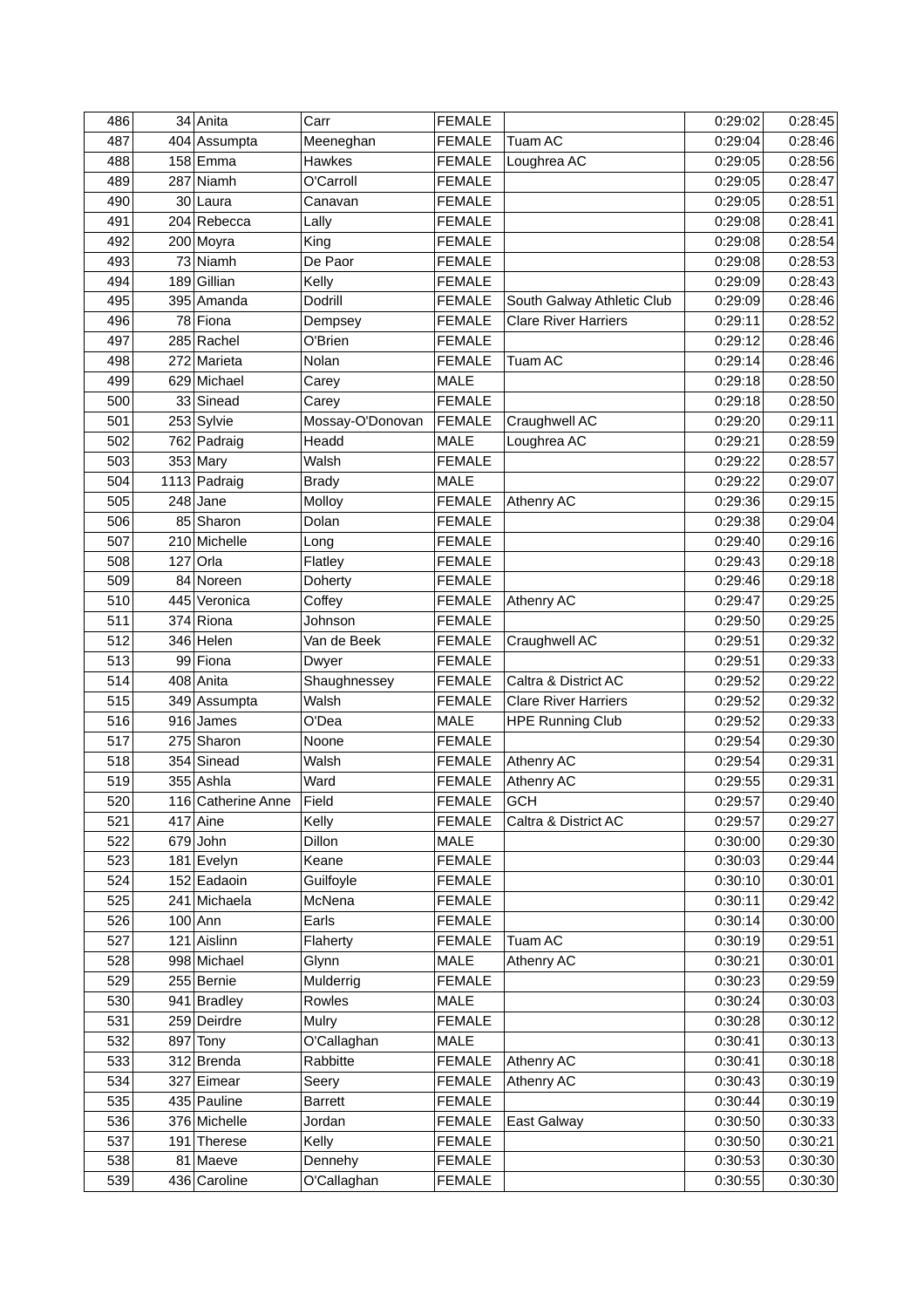| | | | | | | | |
|---|---|---|---|---|---|---|---|
| 486 | 34 | Anita | Carr | FEMALE | | 0:29:02 | 0:28:45 |
| 487 | 404 | Assumpta | Meeneghan | FEMALE | Tuam AC | 0:29:04 | 0:28:46 |
| 488 | 158 | Emma | Hawkes | FEMALE | Loughrea AC | 0:29:05 | 0:28:56 |
| 489 | 287 | Niamh | O'Carroll | FEMALE | | 0:29:05 | 0:28:47 |
| 490 | 30 | Laura | Canavan | FEMALE | | 0:29:05 | 0:28:51 |
| 491 | 204 | Rebecca | Lally | FEMALE | | 0:29:08 | 0:28:41 |
| 492 | 200 | Moyra | King | FEMALE | | 0:29:08 | 0:28:54 |
| 493 | 73 | Niamh | De Paor | FEMALE | | 0:29:08 | 0:28:53 |
| 494 | 189 | Gillian | Kelly | FEMALE | | 0:29:09 | 0:28:43 |
| 495 | 395 | Amanda | Dodrill | FEMALE | South Galway Athletic Club | 0:29:09 | 0:28:46 |
| 496 | 78 | Fiona | Dempsey | FEMALE | Clare River Harriers | 0:29:11 | 0:28:52 |
| 497 | 285 | Rachel | O'Brien | FEMALE | | 0:29:12 | 0:28:46 |
| 498 | 272 | Marieta | Nolan | FEMALE | Tuam AC | 0:29:14 | 0:28:46 |
| 499 | 629 | Michael | Carey | MALE | | 0:29:18 | 0:28:50 |
| 500 | 33 | Sinead | Carey | FEMALE | | 0:29:18 | 0:28:50 |
| 501 | 253 | Sylvie | Mossay-O'Donovan | FEMALE | Craughwell AC | 0:29:20 | 0:29:11 |
| 502 | 762 | Padraig | Headd | MALE | Loughrea AC | 0:29:21 | 0:28:59 |
| 503 | 353 | Mary | Walsh | FEMALE | | 0:29:22 | 0:28:57 |
| 504 | 1113 | Padraig | Brady | MALE | | 0:29:22 | 0:29:07 |
| 505 | 248 | Jane | Molloy | FEMALE | Athenry AC | 0:29:36 | 0:29:15 |
| 506 | 85 | Sharon | Dolan | FEMALE | | 0:29:38 | 0:29:04 |
| 507 | 210 | Michelle | Long | FEMALE | | 0:29:40 | 0:29:16 |
| 508 | 127 | Orla | Flatley | FEMALE | | 0:29:43 | 0:29:18 |
| 509 | 84 | Noreen | Doherty | FEMALE | | 0:29:46 | 0:29:18 |
| 510 | 445 | Veronica | Coffey | FEMALE | Athenry AC | 0:29:47 | 0:29:25 |
| 511 | 374 | Riona | Johnson | FEMALE | | 0:29:50 | 0:29:25 |
| 512 | 346 | Helen | Van de Beek | FEMALE | Craughwell AC | 0:29:51 | 0:29:32 |
| 513 | 99 | Fiona | Dwyer | FEMALE | | 0:29:51 | 0:29:33 |
| 514 | 408 | Anita | Shaughnessey | FEMALE | Caltra & District AC | 0:29:52 | 0:29:22 |
| 515 | 349 | Assumpta | Walsh | FEMALE | Clare River Harriers | 0:29:52 | 0:29:32 |
| 516 | 916 | James | O'Dea | MALE | HPE Running Club | 0:29:52 | 0:29:33 |
| 517 | 275 | Sharon | Noone | FEMALE | | 0:29:54 | 0:29:30 |
| 518 | 354 | Sinead | Walsh | FEMALE | Athenry AC | 0:29:54 | 0:29:31 |
| 519 | 355 | Ashla | Ward | FEMALE | Athenry AC | 0:29:55 | 0:29:31 |
| 520 | 116 | Catherine Anne | Field | FEMALE | GCH | 0:29:57 | 0:29:40 |
| 521 | 417 | Aine | Kelly | FEMALE | Caltra & District AC | 0:29:57 | 0:29:27 |
| 522 | 679 | John | Dillon | MALE | | 0:30:00 | 0:29:30 |
| 523 | 181 | Evelyn | Keane | FEMALE | | 0:30:03 | 0:29:44 |
| 524 | 152 | Eadaoin | Guilfoyle | FEMALE | | 0:30:10 | 0:30:01 |
| 525 | 241 | Michaela | McNena | FEMALE | | 0:30:11 | 0:29:42 |
| 526 | 100 | Ann | Earls | FEMALE | | 0:30:14 | 0:30:00 |
| 527 | 121 | Aislinn | Flaherty | FEMALE | Tuam AC | 0:30:19 | 0:29:51 |
| 528 | 998 | Michael | Glynn | MALE | Athenry AC | 0:30:21 | 0:30:01 |
| 529 | 255 | Bernie | Mulderrig | FEMALE | | 0:30:23 | 0:29:59 |
| 530 | 941 | Bradley | Rowles | MALE | | 0:30:24 | 0:30:03 |
| 531 | 259 | Deirdre | Mulry | FEMALE | | 0:30:28 | 0:30:12 |
| 532 | 897 | Tony | O'Callaghan | MALE | | 0:30:41 | 0:30:13 |
| 533 | 312 | Brenda | Rabbitte | FEMALE | Athenry AC | 0:30:41 | 0:30:18 |
| 534 | 327 | Eimear | Seery | FEMALE | Athenry AC | 0:30:43 | 0:30:19 |
| 535 | 435 | Pauline | Barrett | FEMALE | | 0:30:44 | 0:30:19 |
| 536 | 376 | Michelle | Jordan | FEMALE | East Galway | 0:30:50 | 0:30:33 |
| 537 | 191 | Therese | Kelly | FEMALE | | 0:30:50 | 0:30:21 |
| 538 | 81 | Maeve | Dennehy | FEMALE | | 0:30:53 | 0:30:30 |
| 539 | 436 | Caroline | O'Callaghan | FEMALE | | 0:30:55 | 0:30:30 |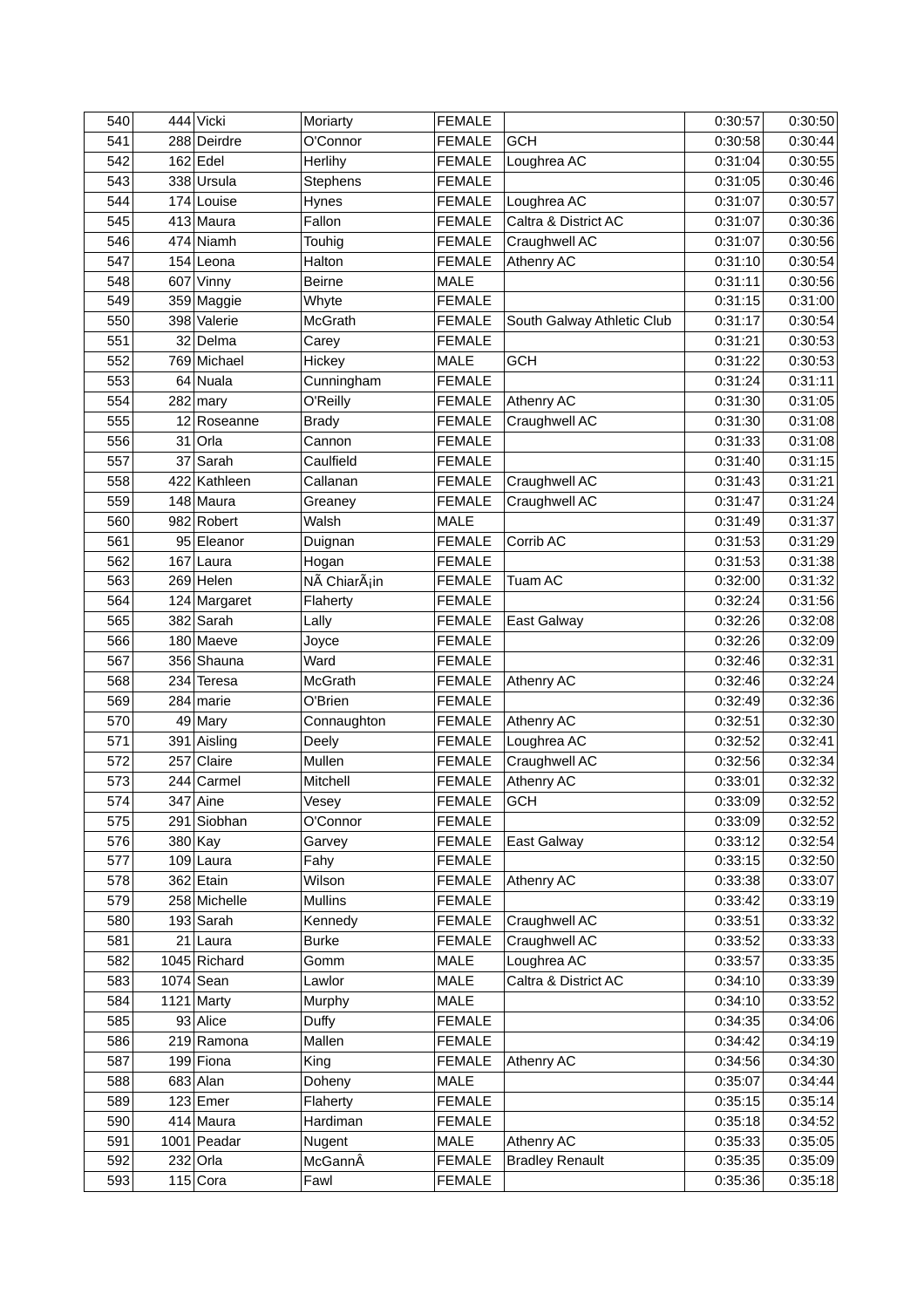| | | | | | | | |
|---|---|---|---|---|---|---|---|
| 540 | 444 | Vicki | Moriarty | FEMALE | | 0:30:57 | 0:30:50 |
| 541 | 288 | Deirdre | O'Connor | FEMALE | GCH | 0:30:58 | 0:30:44 |
| 542 | 162 | Edel | Herlihy | FEMALE | Loughrea AC | 0:31:04 | 0:30:55 |
| 543 | 338 | Ursula | Stephens | FEMALE | | 0:31:05 | 0:30:46 |
| 544 | 174 | Louise | Hynes | FEMALE | Loughrea AC | 0:31:07 | 0:30:57 |
| 545 | 413 | Maura | Fallon | FEMALE | Caltra & District AC | 0:31:07 | 0:30:36 |
| 546 | 474 | Niamh | Touhig | FEMALE | Craughwell AC | 0:31:07 | 0:30:56 |
| 547 | 154 | Leona | Halton | FEMALE | Athenry AC | 0:31:10 | 0:30:54 |
| 548 | 607 | Vinny | Beirne | MALE | | 0:31:11 | 0:30:56 |
| 549 | 359 | Maggie | Whyte | FEMALE | | 0:31:15 | 0:31:00 |
| 550 | 398 | Valerie | McGrath | FEMALE | South Galway Athletic Club | 0:31:17 | 0:30:54 |
| 551 | 32 | Delma | Carey | FEMALE | | 0:31:21 | 0:30:53 |
| 552 | 769 | Michael | Hickey | MALE | GCH | 0:31:22 | 0:30:53 |
| 553 | 64 | Nuala | Cunningham | FEMALE | | 0:31:24 | 0:31:11 |
| 554 | 282 | mary | O'Reilly | FEMALE | Athenry AC | 0:31:30 | 0:31:05 |
| 555 | 12 | Roseanne | Brady | FEMALE | Craughwell AC | 0:31:30 | 0:31:08 |
| 556 | 31 | Orla | Cannon | FEMALE | | 0:31:33 | 0:31:08 |
| 557 | 37 | Sarah | Caulfield | FEMALE | | 0:31:40 | 0:31:15 |
| 558 | 422 | Kathleen | Callanan | FEMALE | Craughwell AC | 0:31:43 | 0:31:21 |
| 559 | 148 | Maura | Greaney | FEMALE | Craughwell AC | 0:31:47 | 0:31:24 |
| 560 | 982 | Robert | Walsh | MALE | | 0:31:49 | 0:31:37 |
| 561 | 95 | Eleanor | Duignan | FEMALE | Corrib AC | 0:31:53 | 0:31:29 |
| 562 | 167 | Laura | Hogan | FEMALE | | 0:31:53 | 0:31:38 |
| 563 | 269 | Helen | NÃ ChiarÃ¡in | FEMALE | Tuam AC | 0:32:00 | 0:31:32 |
| 564 | 124 | Margaret | Flaherty | FEMALE | | 0:32:24 | 0:31:56 |
| 565 | 382 | Sarah | Lally | FEMALE | East Galway | 0:32:26 | 0:32:08 |
| 566 | 180 | Maeve | Joyce | FEMALE | | 0:32:26 | 0:32:09 |
| 567 | 356 | Shauna | Ward | FEMALE | | 0:32:46 | 0:32:31 |
| 568 | 234 | Teresa | McGrath | FEMALE | Athenry AC | 0:32:46 | 0:32:24 |
| 569 | 284 | marie | O'Brien | FEMALE | | 0:32:49 | 0:32:36 |
| 570 | 49 | Mary | Connaughton | FEMALE | Athenry AC | 0:32:51 | 0:32:30 |
| 571 | 391 | Aisling | Deely | FEMALE | Loughrea AC | 0:32:52 | 0:32:41 |
| 572 | 257 | Claire | Mullen | FEMALE | Craughwell AC | 0:32:56 | 0:32:34 |
| 573 | 244 | Carmel | Mitchell | FEMALE | Athenry AC | 0:33:01 | 0:32:32 |
| 574 | 347 | Aine | Vesey | FEMALE | GCH | 0:33:09 | 0:32:52 |
| 575 | 291 | Siobhan | O'Connor | FEMALE | | 0:33:09 | 0:32:52 |
| 576 | 380 | Kay | Garvey | FEMALE | East Galway | 0:33:12 | 0:32:54 |
| 577 | 109 | Laura | Fahy | FEMALE | | 0:33:15 | 0:32:50 |
| 578 | 362 | Etain | Wilson | FEMALE | Athenry AC | 0:33:38 | 0:33:07 |
| 579 | 258 | Michelle | Mullins | FEMALE | | 0:33:42 | 0:33:19 |
| 580 | 193 | Sarah | Kennedy | FEMALE | Craughwell AC | 0:33:51 | 0:33:32 |
| 581 | 21 | Laura | Burke | FEMALE | Craughwell AC | 0:33:52 | 0:33:33 |
| 582 | 1045 | Richard | Gomm | MALE | Loughrea AC | 0:33:57 | 0:33:35 |
| 583 | 1074 | Sean | Lawlor | MALE | Caltra & District AC | 0:34:10 | 0:33:39 |
| 584 | 1121 | Marty | Murphy | MALE | | 0:34:10 | 0:33:52 |
| 585 | 93 | Alice | Duffy | FEMALE | | 0:34:35 | 0:34:06 |
| 586 | 219 | Ramona | Mallen | FEMALE | | 0:34:42 | 0:34:19 |
| 587 | 199 | Fiona | King | FEMALE | Athenry AC | 0:34:56 | 0:34:30 |
| 588 | 683 | Alan | Doheny | MALE | | 0:35:07 | 0:34:44 |
| 589 | 123 | Emer | Flaherty | FEMALE | | 0:35:15 | 0:35:14 |
| 590 | 414 | Maura | Hardiman | FEMALE | | 0:35:18 | 0:34:52 |
| 591 | 1001 | Peadar | Nugent | MALE | Athenry AC | 0:35:33 | 0:35:05 |
| 592 | 232 | Orla | McGannÂ | FEMALE | Bradley Renault | 0:35:35 | 0:35:09 |
| 593 | 115 | Cora | Fawl | FEMALE | | 0:35:36 | 0:35:18 |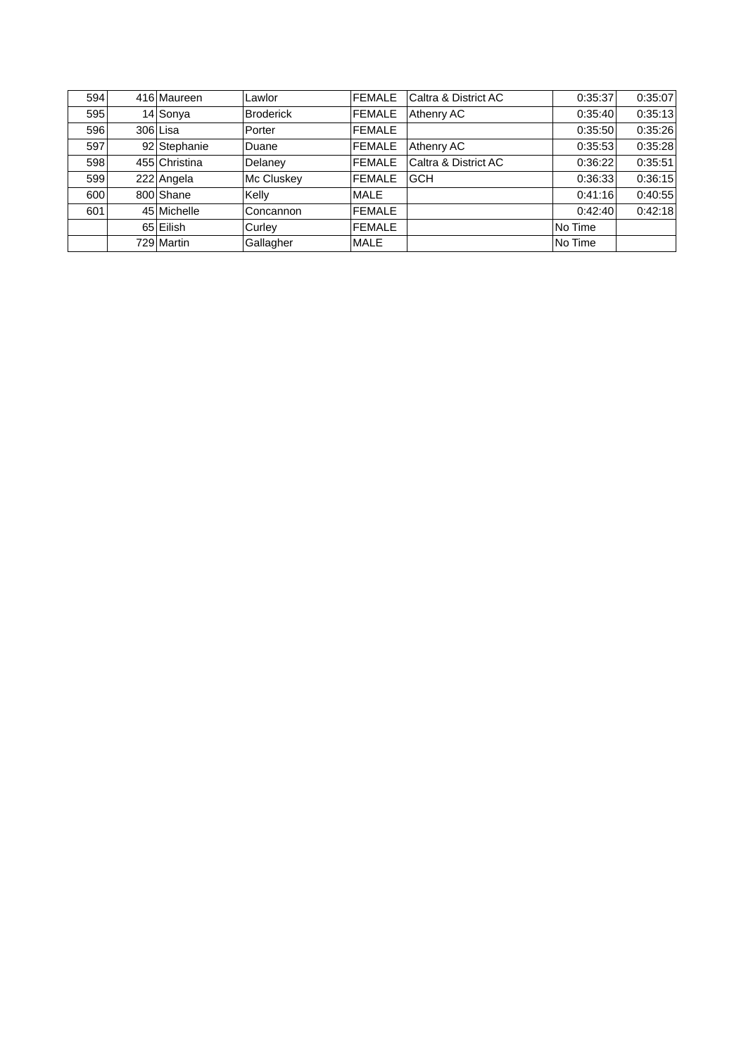| | | | | | | | |
|---|---|---|---|---|---|---|---|
| 594 | 416 | Maureen | Lawlor | FEMALE | Caltra & District AC | 0:35:37 | 0:35:07 |
| 595 | 14 | Sonya | Broderick | FEMALE | Athenry AC | 0:35:40 | 0:35:13 |
| 596 | 306 | Lisa | Porter | FEMALE | | 0:35:50 | 0:35:26 |
| 597 | 92 | Stephanie | Duane | FEMALE | Athenry AC | 0:35:53 | 0:35:28 |
| 598 | 455 | Christina | Delaney | FEMALE | Caltra & District AC | 0:36:22 | 0:35:51 |
| 599 | 222 | Angela | Mc Cluskey | FEMALE | GCH | 0:36:33 | 0:36:15 |
| 600 | 800 | Shane | Kelly | MALE | | 0:41:16 | 0:40:55 |
| 601 | 45 | Michelle | Concannon | FEMALE | | 0:42:40 | 0:42:18 |
| | 65 | Eilish | Curley | FEMALE | | No Time | |
| | 729 | Martin | Gallagher | MALE | | No Time | |